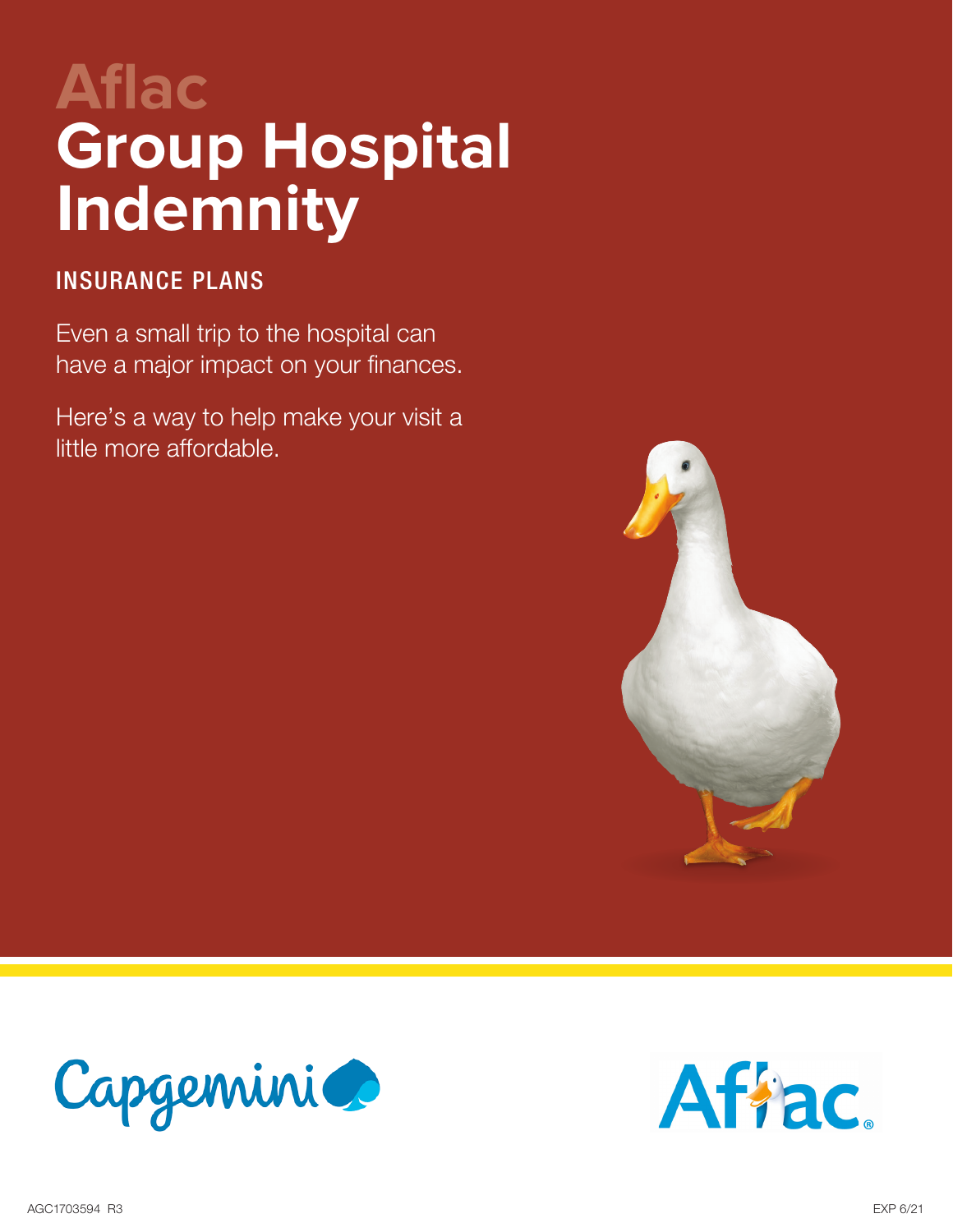# Aflac Group Hospital Indemnity

## INSURANCE PLANS

Even a small trip to the hospital can have a major impact on your finances.

Here's a way to help make your visit a little more affordable.

AGC1703594 R3

EXP 6/21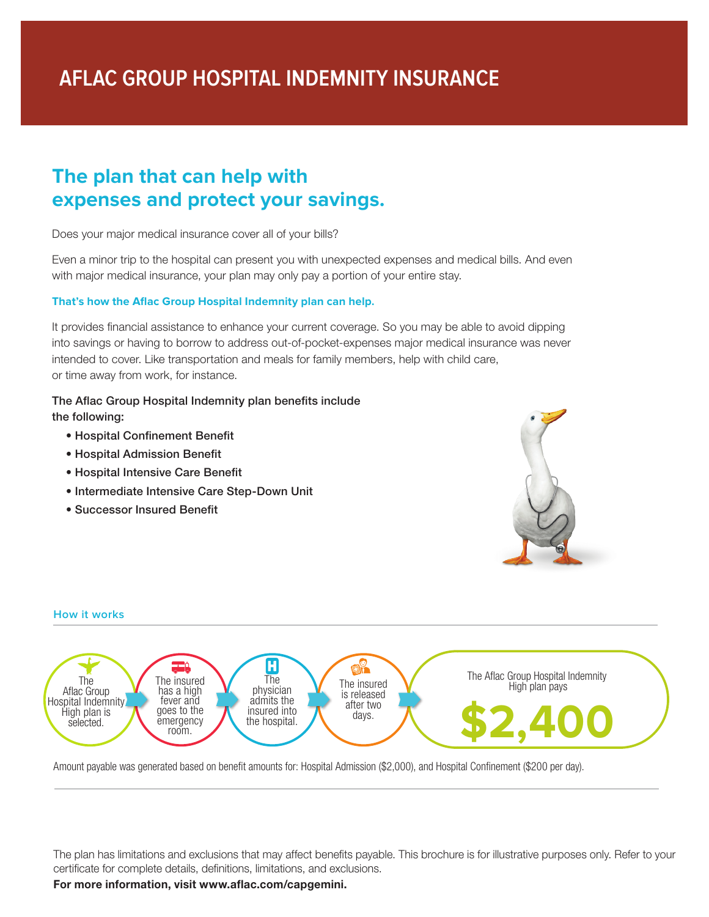# AFLAC GROUP HOSPITAL INDEMNITY INSURANCE

## The plan that can help with expenses and protect your savings.

Does your major medical insurance cover all of your bills?

Even a minor trip to the hospital can present you with unexpected expenses and medical bills. And even with major medical insurance, your plan may only pay a portion of your entire stay.

**That's how the Aflac Group Hospital Indemnity plan can help.**

It provides financial assistance to enhance your current coverage. So you may be able to avoid dipping into savings or having to borrow to address out-of-pocket-expenses major medical insurance was never intended to cover. Like transportation and meals for family members, help with child care, or time away from work, for instance.

The Aflac Group Hospital Indemnity plan benefits include the following:

- Hospital Confinement Benefit
- Hospital Admission Benefit
- Hospital Intensive Care Benefit
- Intermediate Intensive Care Step-Down Unit
- Successor Insured Benefit

### How it works

The Aflac Group Hospital Indemnity High plan is selected. → The insured has a high fever and goes to the emergency room. → The physician admits the insured into the hospital. → The insured is released after two days. → The Aflac Group Hospital Indemnity High plan pays **$2,400**

Amount payable was generated based on benefit amounts for: Hospital Admission ($2,000), and Hospital Confinement ($200 per day).

The plan has limitations and exclusions that may affect benefits payable. This brochure is for illustrative purposes only. Refer to your certificate for complete details, definitions, limitations, and exclusions.

**For more information, visit www.aflac.com/capgemini.**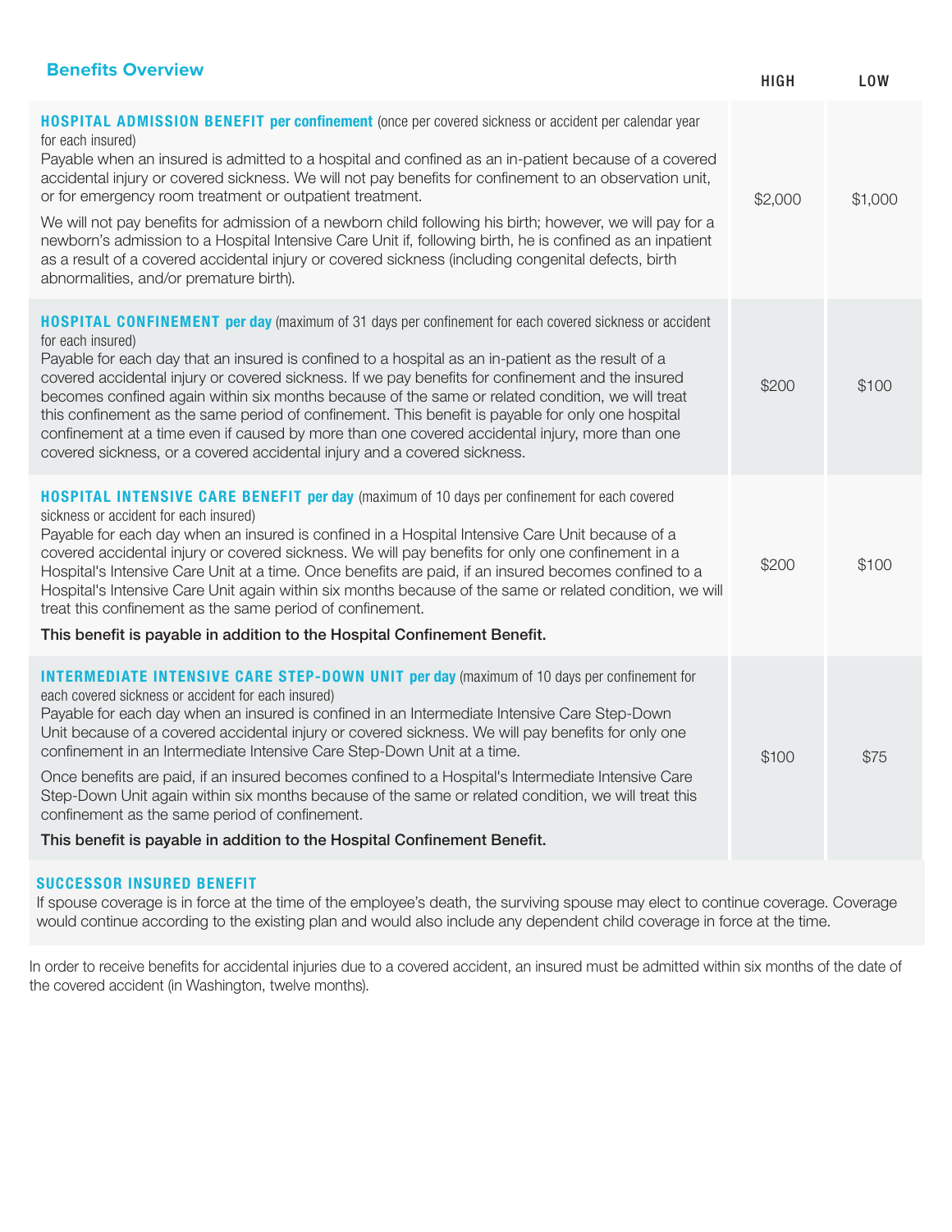## Benefits Overview

| | HIGH | LOW |
|---|---|---|
| **HOSPITAL ADMISSION BENEFIT per confinement** (once per covered sickness or accident per calendar year for each insured)<br>Payable when an insured is admitted to a hospital and confined as an in-patient because of a covered accidental injury or covered sickness. We will not pay benefits for confinement to an observation unit, or for emergency room treatment or outpatient treatment.<br>We will not pay benefits for admission of a newborn child following his birth; however, we will pay for a newborn's admission to a Hospital Intensive Care Unit if, following birth, he is confined as an inpatient as a result of a covered accidental injury or covered sickness (including congenital defects, birth abnormalities, and/or premature birth). | $2,000 | $1,000 |
| **HOSPITAL CONFINEMENT per day** (maximum of 31 days per confinement for each covered sickness or accident for each insured)<br>Payable for each day that an insured is confined to a hospital as an in-patient as the result of a covered accidental injury or covered sickness. If we pay benefits for confinement and the insured becomes confined again within six months because of the same or related condition, we will treat this confinement as the same period of confinement. This benefit is payable for only one hospital confinement at a time even if caused by more than one covered accidental injury, more than one covered sickness, or a covered accidental injury and a covered sickness. | $200 | $100 |
| **HOSPITAL INTENSIVE CARE BENEFIT per day** (maximum of 10 days per confinement for each covered sickness or accident for each insured)<br>Payable for each day when an insured is confined in a Hospital Intensive Care Unit because of a covered accidental injury or covered sickness. We will pay benefits for only one confinement in a Hospital's Intensive Care Unit at a time. Once benefits are paid, if an insured becomes confined to a Hospital's Intensive Care Unit again within six months because of the same or related condition, we will treat this confinement as the same period of confinement.<br>**This benefit is payable in addition to the Hospital Confinement Benefit.** | $200 | $100 |
| **INTERMEDIATE INTENSIVE CARE STEP-DOWN UNIT per day** (maximum of 10 days per confinement for each covered sickness or accident for each insured)<br>Payable for each day when an insured is confined in an Intermediate Intensive Care Step-Down Unit because of a covered accidental injury or covered sickness. We will pay benefits for only one confinement in an Intermediate Intensive Care Step-Down Unit at a time.<br>Once benefits are paid, if an insured becomes confined to a Hospital's Intermediate Intensive Care Step-Down Unit again within six months because of the same or related condition, we will treat this confinement as the same period of confinement.<br>**This benefit is payable in addition to the Hospital Confinement Benefit.** | $100 | $75 |

**SUCCESSOR INSURED BENEFIT**

If spouse coverage is in force at the time of the employee's death, the surviving spouse may elect to continue coverage. Coverage would continue according to the existing plan and would also include any dependent child coverage in force at the time.

In order to receive benefits for accidental injuries due to a covered accident, an insured must be admitted within six months of the date of the covered accident (in Washington, twelve months).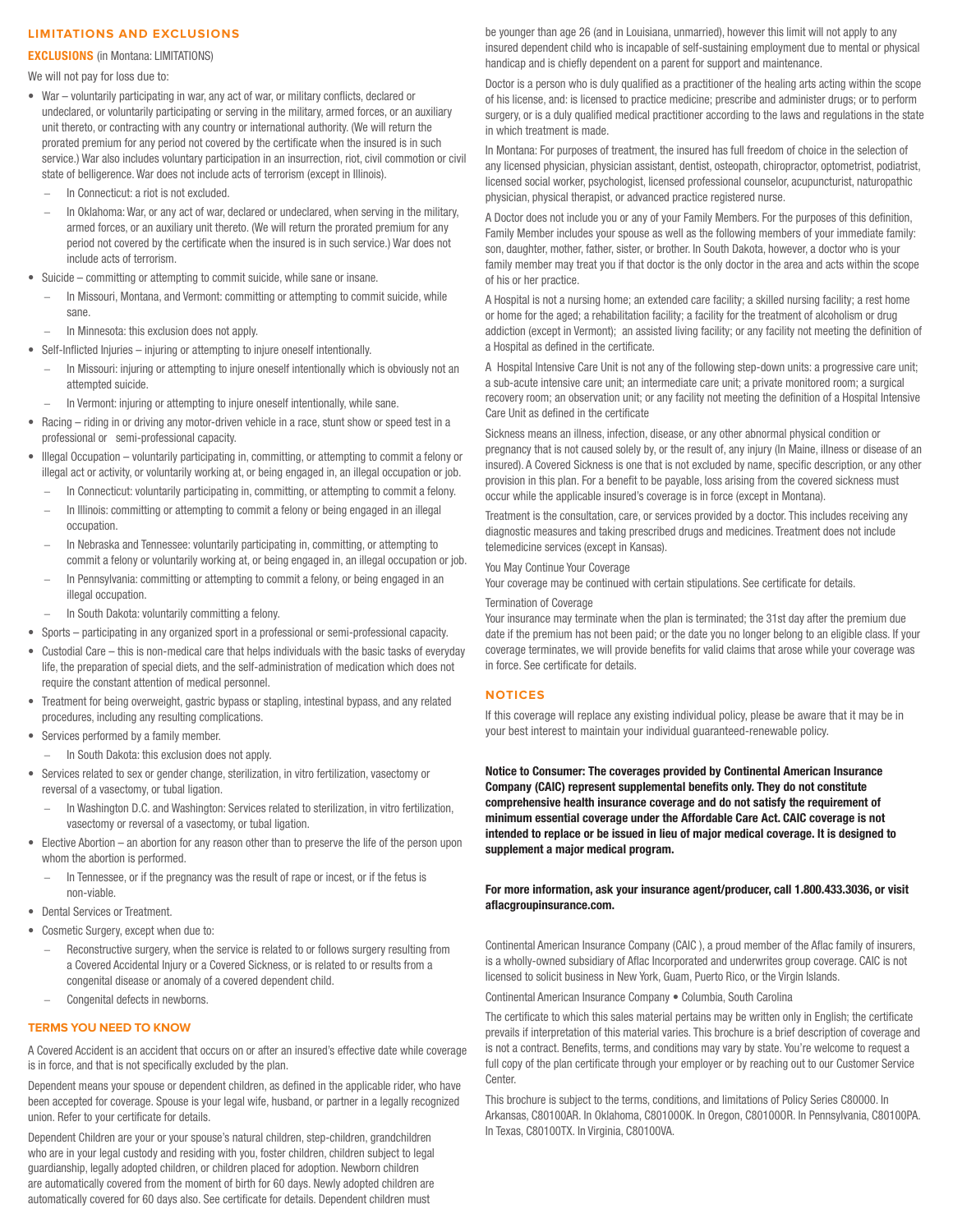## LIMITATIONS AND EXCLUSIONS

**EXCLUSIONS** (in Montana: LIMITATIONS)

We will not pay for loss due to:

- War – voluntarily participating in war, any act of war, or military conflicts, declared or undeclared, or voluntarily participating or serving in the military, armed forces, or an auxiliary unit thereto, or contracting with any country or international authority. (We will return the prorated premium for any period not covered by the certificate when the insured is in such service.) War also includes voluntary participation in an insurrection, riot, civil commotion or civil state of belligerence. War does not include acts of terrorism (except in Illinois).
  - In Connecticut: a riot is not excluded.
  - In Oklahoma: War, or any act of war, declared or undeclared, when serving in the military, armed forces, or an auxiliary unit thereto. (We will return the prorated premium for any period not covered by the certificate when the insured is in such service.) War does not include acts of terrorism.
- Suicide – committing or attempting to commit suicide, while sane or insane.
  - In Missouri, Montana, and Vermont: committing or attempting to commit suicide, while sane.
  - In Minnesota: this exclusion does not apply.
- Self-Inflicted Injuries – injuring or attempting to injure oneself intentionally.
  - In Missouri: injuring or attempting to injure oneself intentionally which is obviously not an attempted suicide.
  - In Vermont: injuring or attempting to injure oneself intentionally, while sane.
- Racing – riding in or driving any motor-driven vehicle in a race, stunt show or speed test in a professional or semi-professional capacity.
- Illegal Occupation – voluntarily participating in, committing, or attempting to commit a felony or illegal act or activity, or voluntarily working at, or being engaged in, an illegal occupation or job.
  - In Connecticut: voluntarily participating in, committing, or attempting to commit a felony.
  - In Illinois: committing or attempting to commit a felony or being engaged in an illegal occupation.
  - In Nebraska and Tennessee: voluntarily participating in, committing, or attempting to commit a felony or voluntarily working at, or being engaged in, an illegal occupation or job.
  - In Pennsylvania: committing or attempting to commit a felony, or being engaged in an illegal occupation.
  - In South Dakota: voluntarily committing a felony.
- Sports – participating in any organized sport in a professional or semi-professional capacity.
- Custodial Care – this is non-medical care that helps individuals with the basic tasks of everyday life, the preparation of special diets, and the self-administration of medication which does not require the constant attention of medical personnel.
- Treatment for being overweight, gastric bypass or stapling, intestinal bypass, and any related procedures, including any resulting complications.
- Services performed by a family member.
  - In South Dakota: this exclusion does not apply.
- Services related to sex or gender change, sterilization, in vitro fertilization, vasectomy or reversal of a vasectomy, or tubal ligation.
  - In Washington D.C. and Washington: Services related to sterilization, in vitro fertilization, vasectomy or reversal of a vasectomy, or tubal ligation.
- Elective Abortion – an abortion for any reason other than to preserve the life of the person upon whom the abortion is performed.
  - In Tennessee, or if the pregnancy was the result of rape or incest, or if the fetus is non-viable.
- Dental Services or Treatment.
- Cosmetic Surgery, except when due to:
  - Reconstructive surgery, when the service is related to or follows surgery resulting from a Covered Accidental Injury or a Covered Sickness, or is related to or results from a congenital disease or anomaly of a covered dependent child.
  - Congenital defects in newborns.

## TERMS YOU NEED TO KNOW

A Covered Accident is an accident that occurs on or after an insured's effective date while coverage is in force, and that is not specifically excluded by the plan.

Dependent means your spouse or dependent children, as defined in the applicable rider, who have been accepted for coverage. Spouse is your legal wife, husband, or partner in a legally recognized union. Refer to your certificate for details.

Dependent Children are your or your spouse's natural children, step-children, grandchildren who are in your legal custody and residing with you, foster children, children subject to legal guardianship, legally adopted children, or children placed for adoption. Newborn children are automatically covered from the moment of birth for 60 days. Newly adopted children are automatically covered for 60 days also. See certificate for details. Dependent children must be younger than age 26 (and in Louisiana, unmarried), however this limit will not apply to any insured dependent child who is incapable of self-sustaining employment due to mental or physical handicap and is chiefly dependent on a parent for support and maintenance.

Doctor is a person who is duly qualified as a practitioner of the healing arts acting within the scope of his license, and: is licensed to practice medicine; prescribe and administer drugs; or to perform surgery, or is a duly qualified medical practitioner according to the laws and regulations in the state in which treatment is made.

In Montana: For purposes of treatment, the insured has full freedom of choice in the selection of any licensed physician, physician assistant, dentist, osteopath, chiropractor, optometrist, podiatrist, licensed social worker, psychologist, licensed professional counselor, acupuncturist, naturopathic physician, physical therapist, or advanced practice registered nurse.

A Doctor does not include you or any of your Family Members. For the purposes of this definition, Family Member includes your spouse as well as the following members of your immediate family: son, daughter, mother, father, sister, or brother. In South Dakota, however, a doctor who is your family member may treat you if that doctor is the only doctor in the area and acts within the scope of his or her practice.

A Hospital is not a nursing home; an extended care facility; a skilled nursing facility; a rest home or home for the aged; a rehabilitation facility; a facility for the treatment of alcoholism or drug addiction (except in Vermont); an assisted living facility; or any facility not meeting the definition of a Hospital as defined in the certificate.

A Hospital Intensive Care Unit is not any of the following step-down units: a progressive care unit; a sub-acute intensive care unit; an intermediate care unit; a private monitored room; a surgical recovery room; an observation unit; or any facility not meeting the definition of a Hospital Intensive Care Unit as defined in the certificate

Sickness means an illness, infection, disease, or any other abnormal physical condition or pregnancy that is not caused solely by, or the result of, any injury (In Maine, illness or disease of an insured). A Covered Sickness is one that is not excluded by name, specific description, or any other provision in this plan. For a benefit to be payable, loss arising from the covered sickness must occur while the applicable insured's coverage is in force (except in Montana).

Treatment is the consultation, care, or services provided by a doctor. This includes receiving any diagnostic measures and taking prescribed drugs and medicines. Treatment does not include telemedicine services (except in Kansas).

You May Continue Your Coverage
Your coverage may be continued with certain stipulations. See certificate for details.

Termination of Coverage
Your insurance may terminate when the plan is terminated; the 31st day after the premium due date if the premium has not been paid; or the date you no longer belong to an eligible class. If your coverage terminates, we will provide benefits for valid claims that arose while your coverage was in force. See certificate for details.

## NOTICES

If this coverage will replace any existing individual policy, please be aware that it may be in your best interest to maintain your individual guaranteed-renewable policy.

**Notice to Consumer: The coverages provided by Continental American Insurance Company (CAIC) represent supplemental benefits only. They do not constitute comprehensive health insurance coverage and do not satisfy the requirement of minimum essential coverage under the Affordable Care Act. CAIC coverage is not intended to replace or be issued in lieu of major medical coverage. It is designed to supplement a major medical program.**

**For more information, ask your insurance agent/producer, call 1.800.433.3036, or visit aflacgroupinsurance.com.**

Continental American Insurance Company (CAIC ), a proud member of the Aflac family of insurers, is a wholly-owned subsidiary of Aflac Incorporated and underwrites group coverage. CAIC is not licensed to solicit business in New York, Guam, Puerto Rico, or the Virgin Islands.

Continental American Insurance Company • Columbia, South Carolina

The certificate to which this sales material pertains may be written only in English; the certificate prevails if interpretation of this material varies. This brochure is a brief description of coverage and is not a contract. Benefits, terms, and conditions may vary by state. You're welcome to request a full copy of the plan certificate through your employer or by reaching out to our Customer Service Center.

This brochure is subject to the terms, conditions, and limitations of Policy Series C80000. In Arkansas, C80100AR. In Oklahoma, C80100OK. In Oregon, C80100OR. In Pennsylvania, C80100PA. In Texas, C80100TX. In Virginia, C80100VA.